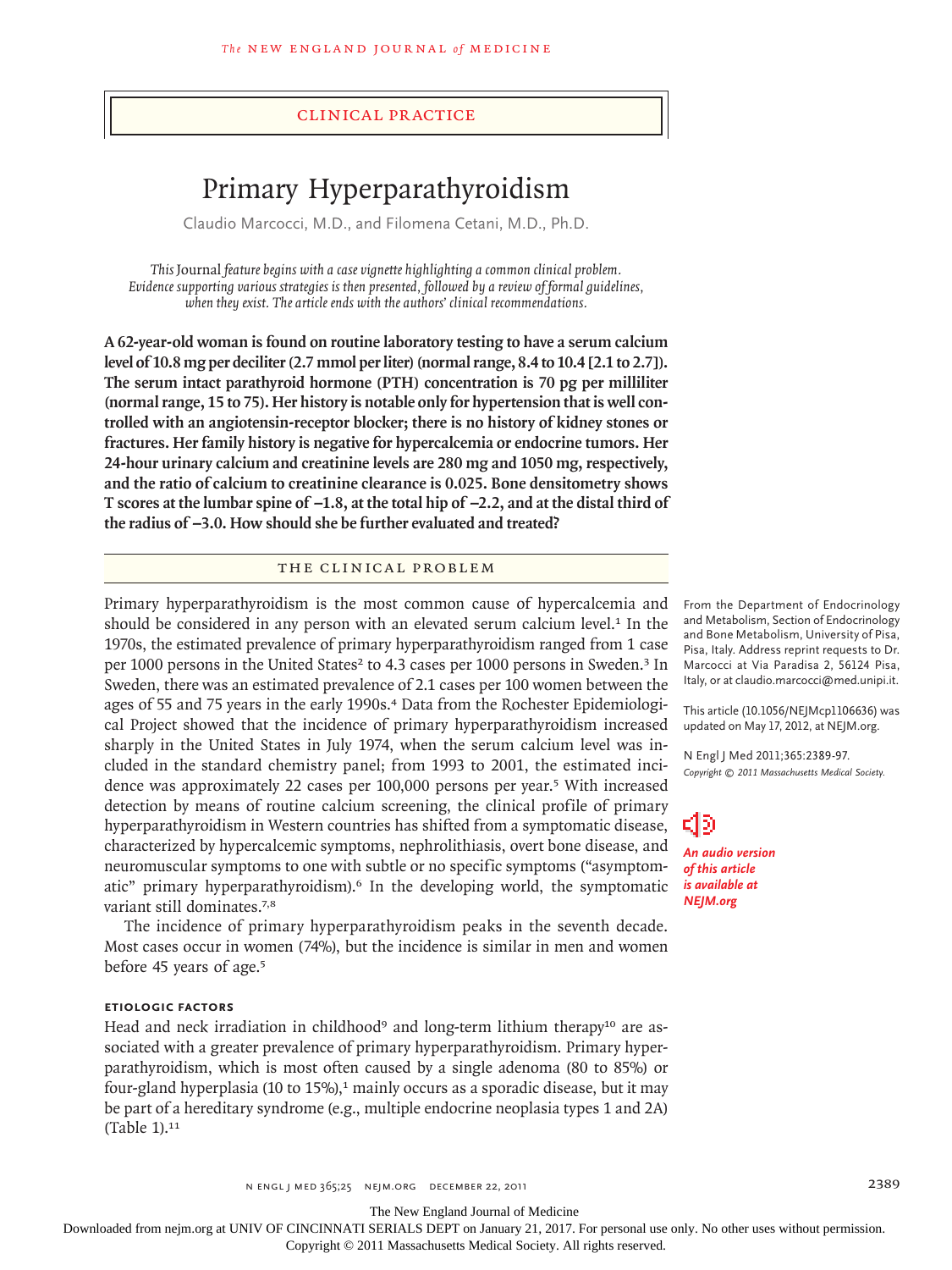## Clinical Practice

# Primary Hyperparathyroidism

Claudio Marcocci, M.D., and Filomena Cetani, M.D., Ph.D.

*This Journal feature begins with a case vignette highlighting a common clinical problem. Evidence supporting various strategies is then presented, followed by a review of formal guidelines, when they exist. The article ends with the authors' clinical recommendations.*

**A 62-year-old woman is found on routine laboratory testing to have a serum calcium level of 10.8 mg per deciliter (2.7 mmol per liter) (normal range, 8.4 to 10.4 [2.1 to 2.7]). The serum intact parathyroid hormone (PTH) concentration is 70 pg per milliliter (normal range, 15 to 75). Her history is notable only for hypertension that is well controlled with an angiotensin-receptor blocker; there is no history of kidney stones or fractures. Her family history is negative for hypercalcemia or endocrine tumors. Her 24-hour urinary calcium and creatinine levels are 280 mg and 1050 mg, respectively, and the ratio of calcium to creatinine clearance is 0.025. Bone densitometry shows T scores at the lumbar spine of −1.8, at the total hip of −2.2, and at the distal third of the radius of −3.0. How should she be further evaluated and treated?**

From the Department of Endocrinology and Metabolism, Section of Endocrinology and Bone Metabolism, University of Pisa, Pisa, Italy. Address reprint requests to Dr. Marcocci at Via Paradisa 2, 56124 Pisa, Italy, or at claudio.marcocci@med.unipi.it.

This article (10.1056/NEJMcp1106636) was updated on May 17, 2012, at NEJM.org.

N Engl J Med 2011;365:2389-97.
*Copyright © 2011 Massachusetts Medical Society.*

*An audio version of this article is available at NEJM.org*

## The Clinical Problem

Primary hyperparathyroidism is the most common cause of hypercalcemia and should be considered in any person with an elevated serum calcium level.[1] In the 1970s, the estimated prevalence of primary hyperparathyroidism ranged from 1 case per 1000 persons in the United States[2] to 4.3 cases per 1000 persons in Sweden.[3] In Sweden, there was an estimated prevalence of 2.1 cases per 100 women between the ages of 55 and 75 years in the early 1990s.[4] Data from the Rochester Epidemiological Project showed that the incidence of primary hyperparathyroidism increased sharply in the United States in July 1974, when the serum calcium level was included in the standard chemistry panel; from 1993 to 2001, the estimated incidence was approximately 22 cases per 100,000 persons per year.[5] With increased detection by means of routine calcium screening, the clinical profile of primary hyperparathyroidism in Western countries has shifted from a symptomatic disease, characterized by hypercalcemic symptoms, nephrolithiasis, overt bone disease, and neuromuscular symptoms to one with subtle or no specific symptoms ("asymptomatic" primary hyperparathyroidism).[6] In the developing world, the symptomatic variant still dominates.[7,8]

The incidence of primary hyperparathyroidism peaks in the seventh decade. Most cases occur in women (74%), but the incidence is similar in men and women before 45 years of age.[5]

### Etiologic Factors

Head and neck irradiation in childhood[9] and long-term lithium therapy[10] are associated with a greater prevalence of primary hyperparathyroidism. Primary hyperparathyroidism, which is most often caused by a single adenoma (80 to 85%) or four-gland hyperplasia (10 to 15%),[1] mainly occurs as a sporadic disease, but it may be part of a hereditary syndrome (e.g., multiple endocrine neoplasia types 1 and 2A) (Table 1).[11]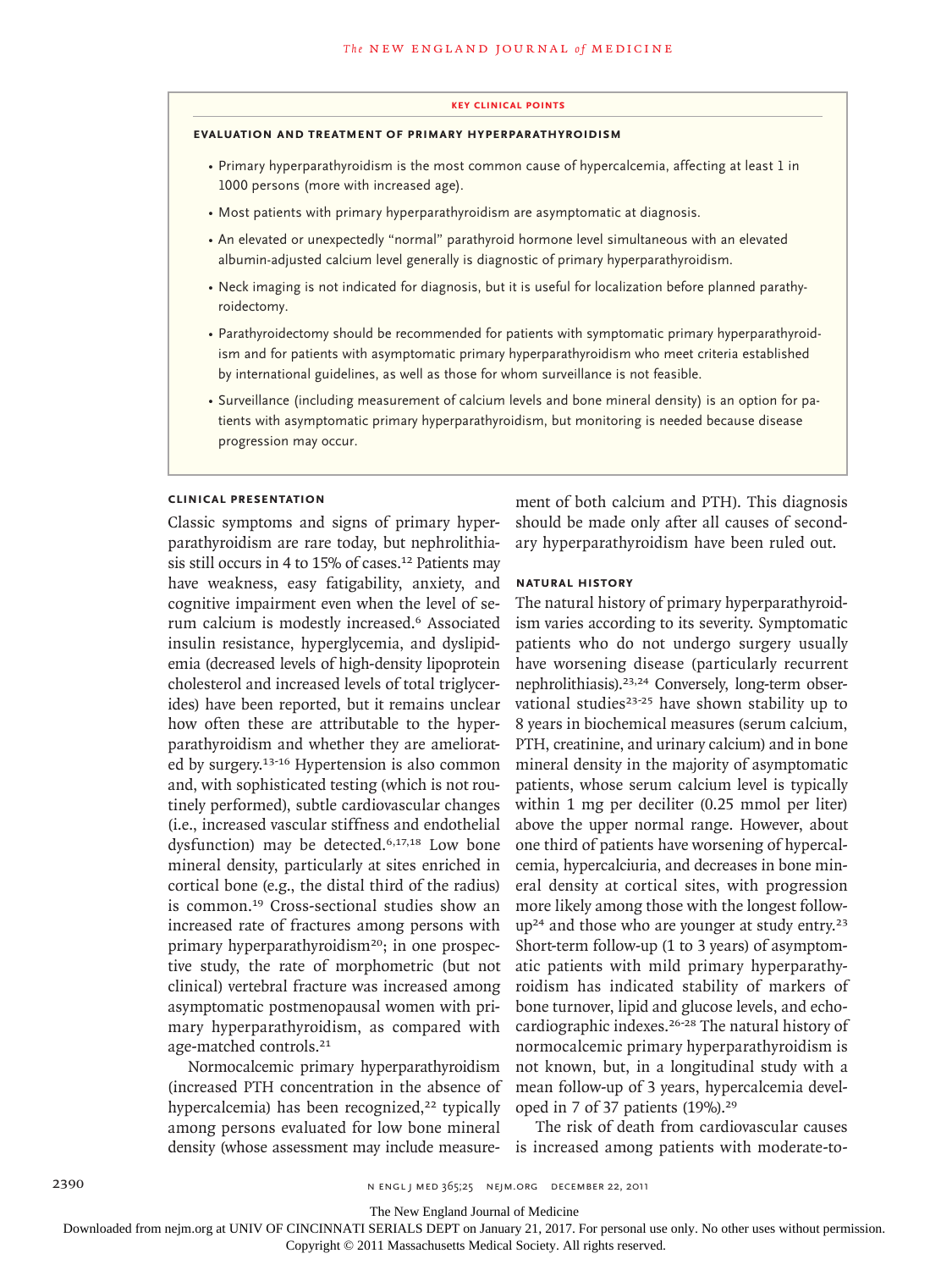**KEY CLINICAL POINTS**

**EVALUATION AND TREATMENT OF PRIMARY HYPERPARATHYROIDISM**

- Primary hyperparathyroidism is the most common cause of hypercalcemia, affecting at least 1 in 1000 persons (more with increased age).
- Most patients with primary hyperparathyroidism are asymptomatic at diagnosis.
- An elevated or unexpectedly "normal" parathyroid hormone level simultaneous with an elevated albumin-adjusted calcium level generally is diagnostic of primary hyperparathyroidism.
- Neck imaging is not indicated for diagnosis, but it is useful for localization before planned parathyroidectomy.
- Parathyroidectomy should be recommended for patients with symptomatic primary hyperparathyroidism and for patients with asymptomatic primary hyperparathyroidism who meet criteria established by international guidelines, as well as those for whom surveillance is not feasible.
- Surveillance (including measurement of calcium levels and bone mineral density) is an option for patients with asymptomatic primary hyperparathyroidism, but monitoring is needed because disease progression may occur.

### CLINICAL PRESENTATION

Classic symptoms and signs of primary hyperparathyroidism are rare today, but nephrolithiasis still occurs in 4 to 15% of cases.[12] Patients may have weakness, easy fatigability, anxiety, and cognitive impairment even when the level of serum calcium is modestly increased.[6] Associated insulin resistance, hyperglycemia, and dyslipidemia (decreased levels of high-density lipoprotein cholesterol and increased levels of total triglycerides) have been reported, but it remains unclear how often these are attributable to the hyperparathyroidism and whether they are ameliorated by surgery.[13-16] Hypertension is also common and, with sophisticated testing (which is not routinely performed), subtle cardiovascular changes (i.e., increased vascular stiffness and endothelial dysfunction) may be detected.[6,17,18] Low bone mineral density, particularly at sites enriched in cortical bone (e.g., the distal third of the radius) is common.[19] Cross-sectional studies show an increased rate of fractures among persons with primary hyperparathyroidism[20]; in one prospective study, the rate of morphometric (but not clinical) vertebral fracture was increased among asymptomatic postmenopausal women with primary hyperparathyroidism, as compared with age-matched controls.[21]

Normocalcemic primary hyperparathyroidism (increased PTH concentration in the absence of hypercalcemia) has been recognized,[22] typically among persons evaluated for low bone mineral density (whose assessment may include measurement of both calcium and PTH). This diagnosis should be made only after all causes of secondary hyperparathyroidism have been ruled out.

### NATURAL HISTORY

The natural history of primary hyperparathyroidism varies according to its severity. Symptomatic patients who do not undergo surgery usually have worsening disease (particularly recurrent nephrolithiasis).[23,24] Conversely, long-term observational studies[23-25] have shown stability up to 8 years in biochemical measures (serum calcium, PTH, creatinine, and urinary calcium) and in bone mineral density in the majority of asymptomatic patients, whose serum calcium level is typically within 1 mg per deciliter (0.25 mmol per liter) above the upper normal range. However, about one third of patients have worsening of hypercalcemia, hypercalciuria, and decreases in bone mineral density at cortical sites, with progression more likely among those with the longest follow-up[24] and those who are younger at study entry.[23] Short-term follow-up (1 to 3 years) of asymptomatic patients with mild primary hyperparathyroidism has indicated stability of markers of bone turnover, lipid and glucose levels, and echocardiographic indexes.[26-28] The natural history of normocalcemic primary hyperparathyroidism is not known, but, in a longitudinal study with a mean follow-up of 3 years, hypercalcemia developed in 7 of 37 patients (19%).[29]

The risk of death from cardiovascular causes is increased among patients with moderate-to-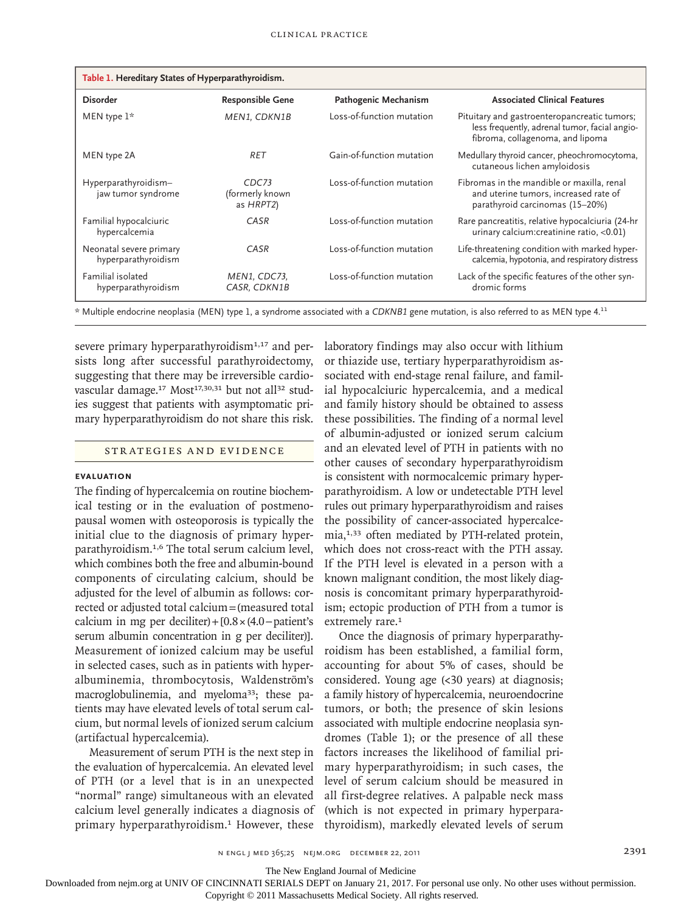**Table 1. Hereditary States of Hyperparathyroidism.**

| Disorder | Responsible Gene | Pathogenic Mechanism | Associated Clinical Features |
|---|---|---|---|
| MEN type 1* | *MEN1, CDKN1B* | Loss-of-function mutation | Pituitary and gastroenteropancreatic tumors; less frequently, adrenal tumor, facial angiofibroma, collagenoma, and lipoma |
| MEN type 2A | *RET* | Gain-of-function mutation | Medullary thyroid cancer, pheochromocytoma, cutaneous lichen amyloidosis |
| Hyperparathyroidism–jaw tumor syndrome | *CDC73* (formerly known as *HRPT2*) | Loss-of-function mutation | Fibromas in the mandible or maxilla, renal and uterine tumors, increased rate of parathyroid carcinomas (15–20%) |
| Familial hypocalciuric hypercalcemia | *CASR* | Loss-of-function mutation | Rare pancreatitis, relative hypocalciuria (24-hr urinary calcium:creatinine ratio, <0.01) |
| Neonatal severe primary hyperparathyroidism | *CASR* | Loss-of-function mutation | Life-threatening condition with marked hypercalcemia, hypotonia, and respiratory distress |
| Familial isolated hyperparathyroidism | *MEN1, CDC73, CASR, CDKN1B* | Loss-of-function mutation | Lack of the specific features of the other syndromic forms |

\* Multiple endocrine neoplasia (MEN) type 1, a syndrome associated with a *CDKNB1* gene mutation, is also referred to as MEN type 4.[11]

severe primary hyperparathyroidism[1,17] and persists long after successful parathyroidectomy, suggesting that there may be irreversible cardiovascular damage.[17] Most[17,30,31] but not all[32] studies suggest that patients with asymptomatic primary hyperparathyroidism do not share this risk.

## STRATEGIES AND EVIDENCE

### EVALUATION

The finding of hypercalcemia on routine biochemical testing or in the evaluation of postmenopausal women with osteoporosis is typically the initial clue to the diagnosis of primary hyperparathyroidism.[1,6] The total serum calcium level, which combines both the free and albumin-bound components of circulating calcium, should be adjusted for the level of albumin as follows: corrected or adjusted total calcium = (measured total calcium in mg per deciliter) + [0.8 × (4.0 − patient's serum albumin concentration in g per deciliter)]. Measurement of ionized calcium may be useful in selected cases, such as in patients with hyperalbuminemia, thrombocytosis, Waldenström's macroglobulinemia, and myeloma[33]; these patients may have elevated levels of total serum calcium, but normal levels of ionized serum calcium (artifactual hypercalcemia).

Measurement of serum PTH is the next step in the evaluation of hypercalcemia. An elevated level of PTH (or a level that is in an unexpected "normal" range) simultaneous with an elevated calcium level generally indicates a diagnosis of primary hyperparathyroidism.[1] However, these laboratory findings may also occur with lithium or thiazide use, tertiary hyperparathyroidism associated with end-stage renal failure, and familial hypocalciuric hypercalcemia, and a medical and family history should be obtained to assess these possibilities. The finding of a normal level of albumin-adjusted or ionized serum calcium and an elevated level of PTH in patients with no other causes of secondary hyperparathyroidism is consistent with normocalcemic primary hyperparathyroidism. A low or undetectable PTH level rules out primary hyperparathyroidism and raises the possibility of cancer-associated hypercalcemia,[1,33] often mediated by PTH-related protein, which does not cross-react with the PTH assay. If the PTH level is elevated in a person with a known malignant condition, the most likely diagnosis is concomitant primary hyperparathyroidism; ectopic production of PTH from a tumor is extremely rare.[1]

Once the diagnosis of primary hyperparathyroidism has been established, a familial form, accounting for about 5% of cases, should be considered. Young age (<30 years) at diagnosis; a family history of hypercalcemia, neuroendocrine tumors, or both; the presence of skin lesions associated with multiple endocrine neoplasia syndromes (Table 1); or the presence of all these factors increases the likelihood of familial primary hyperparathyroidism; in such cases, the level of serum calcium should be measured in all first-degree relatives. A palpable neck mass (which is not expected in primary hyperparathyroidism), markedly elevated levels of serum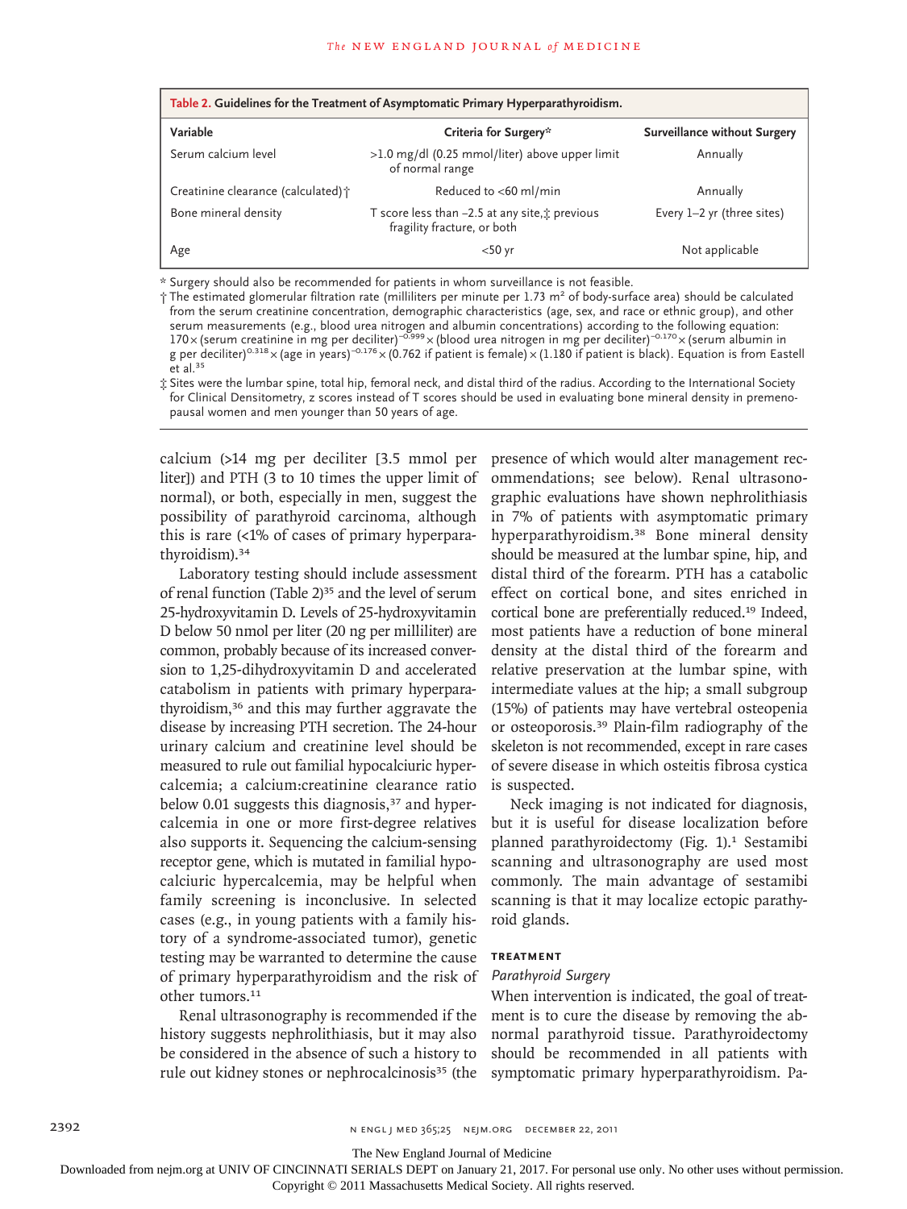**Table 2. Guidelines for the Treatment of Asymptomatic Primary Hyperparathyroidism.**

| Variable | Criteria for Surgery* | Surveillance without Surgery |
|---|---|---|
| Serum calcium level | >1.0 mg/dl (0.25 mmol/liter) above upper limit of normal range | Annually |
| Creatinine clearance (calculated)† | Reduced to <60 ml/min | Annually |
| Bone mineral density | T score less than −2.5 at any site,‡ previous fragility fracture, or both | Every 1–2 yr (three sites) |
| Age | <50 yr | Not applicable |

\* Surgery should also be recommended for patients in whom surveillance is not feasible.

† The estimated glomerular filtration rate (milliliters per minute per 1.73 $m^2$ of body-surface area) should be calculated from the serum creatinine concentration, demographic characteristics (age, sex, and race or ethnic group), and other serum measurements (e.g., blood urea nitrogen and albumin concentrations) according to the following equation: $170 \times (\text{serum creatinine in mg per deciliter})^{-0.999} \times (\text{blood urea nitrogen in mg per deciliter})^{-0.170} \times (\text{serum albumin in g per deciliter})^{0.318} \times (\text{age in years})^{-0.176} \times (0.762 \text{ if patient is female}) \times (1.180 \text{ if patient is black})$. Equation is from Eastell et al.[35]

‡ Sites were the lumbar spine, total hip, femoral neck, and distal third of the radius. According to the International Society for Clinical Densitometry, z scores instead of T scores should be used in evaluating bone mineral density in premenopausal women and men younger than 50 years of age.

calcium (>14 mg per deciliter [3.5 mmol per liter]) and PTH (3 to 10 times the upper limit of normal), or both, especially in men, suggest the possibility of parathyroid carcinoma, although this is rare (<1% of cases of primary hyperparathyroidism).[34]

Laboratory testing should include assessment of renal function (Table 2)[35] and the level of serum 25-hydroxyvitamin D. Levels of 25-hydroxyvitamin D below 50 nmol per liter (20 ng per milliliter) are common, probably because of its increased conversion to 1,25-dihydroxyvitamin D and accelerated catabolism in patients with primary hyperparathyroidism,[36] and this may further aggravate the disease by increasing PTH secretion. The 24-hour urinary calcium and creatinine level should be measured to rule out familial hypocalciuric hypercalcemia; a calcium:creatinine clearance ratio below 0.01 suggests this diagnosis,[37] and hypercalcemia in one or more first-degree relatives also supports it. Sequencing the calcium-sensing receptor gene, which is mutated in familial hypocalciuric hypercalcemia, may be helpful when family screening is inconclusive. In selected cases (e.g., in young patients with a family history of a syndrome-associated tumor), genetic testing may be warranted to determine the cause of primary hyperparathyroidism and the risk of other tumors.[11]

Renal ultrasonography is recommended if the history suggests nephrolithiasis, but it may also be considered in the absence of such a history to rule out kidney stones or nephrocalcinosis[35] (the presence of which would alter management recommendations; see below). Renal ultrasonographic evaluations have shown nephrolithiasis in 7% of patients with asymptomatic primary hyperparathyroidism.[38] Bone mineral density should be measured at the lumbar spine, hip, and distal third of the forearm. PTH has a catabolic effect on cortical bone, and sites enriched in cortical bone are preferentially reduced.[19] Indeed, most patients have a reduction of bone mineral density at the distal third of the forearm and relative preservation at the lumbar spine, with intermediate values at the hip; a small subgroup (15%) of patients may have vertebral osteopenia or osteoporosis.[39] Plain-film radiography of the skeleton is not recommended, except in rare cases of severe disease in which osteitis fibrosa cystica is suspected.

Neck imaging is not indicated for diagnosis, but it is useful for disease localization before planned parathyroidectomy (Fig. 1).[1] Sestamibi scanning and ultrasonography are used most commonly. The main advantage of sestamibi scanning is that it may localize ectopic parathyroid glands.

## TREATMENT

### *Parathyroid Surgery*

When intervention is indicated, the goal of treatment is to cure the disease by removing the abnormal parathyroid tissue. Parathyroidectomy should be recommended in all patients with symptomatic primary hyperparathyroidism. Pa-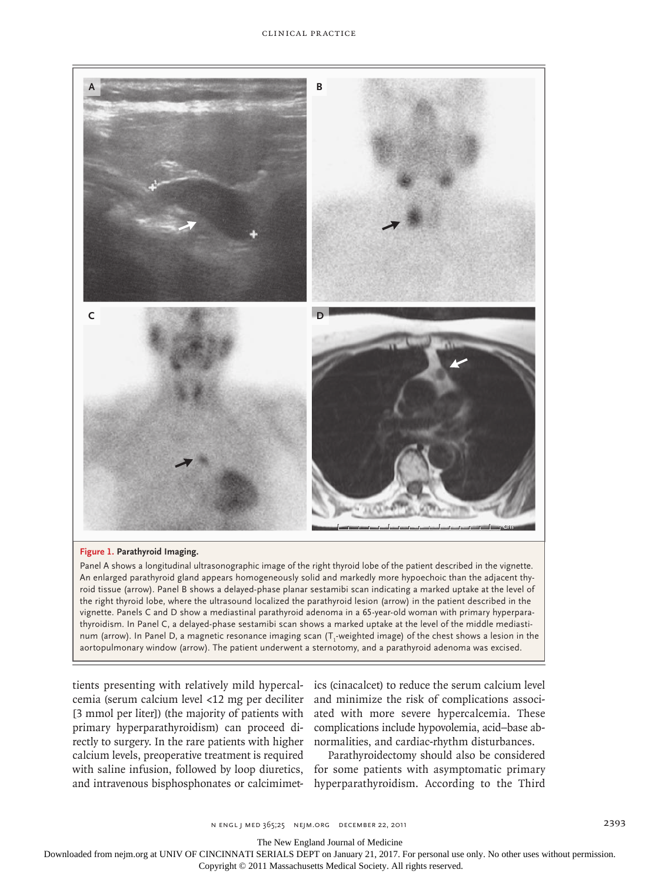**Figure 1. Parathyroid Imaging.**

Panel A shows a longitudinal ultrasonographic image of the right thyroid lobe of the patient described in the vignette. An enlarged parathyroid gland appears homogeneously solid and markedly more hypoechoic than the adjacent thyroid tissue (arrow). Panel B shows a delayed-phase planar sestamibi scan indicating a marked uptake at the level of the right thyroid lobe, where the ultrasound localized the parathyroid lesion (arrow) in the patient described in the vignette. Panels C and D show a mediastinal parathyroid adenoma in a 65-year-old woman with primary hyperparathyroidism. In Panel C, a delayed-phase sestamibi scan shows a marked uptake at the level of the middle mediastinum (arrow). In Panel D, a magnetic resonance imaging scan ($T_1$-weighted image) of the chest shows a lesion in the aortopulmonary window (arrow). The patient underwent a sternotomy, and a parathyroid adenoma was excised.

tients presenting with relatively mild hypercalcemia (serum calcium level <12 mg per deciliter [3 mmol per liter]) (the majority of patients with primary hyperparathyroidism) can proceed directly to surgery. In the rare patients with higher calcium levels, preoperative treatment is required with saline infusion, followed by loop diuretics, and intravenous bisphosphonates or calcimimetics (cinacalcet) to reduce the serum calcium level and minimize the risk of complications associated with more severe hypercalcemia. These complications include hypovolemia, acid–base abnormalities, and cardiac-rhythm disturbances.

Parathyroidectomy should also be considered for some patients with asymptomatic primary hyperparathyroidism. According to the Third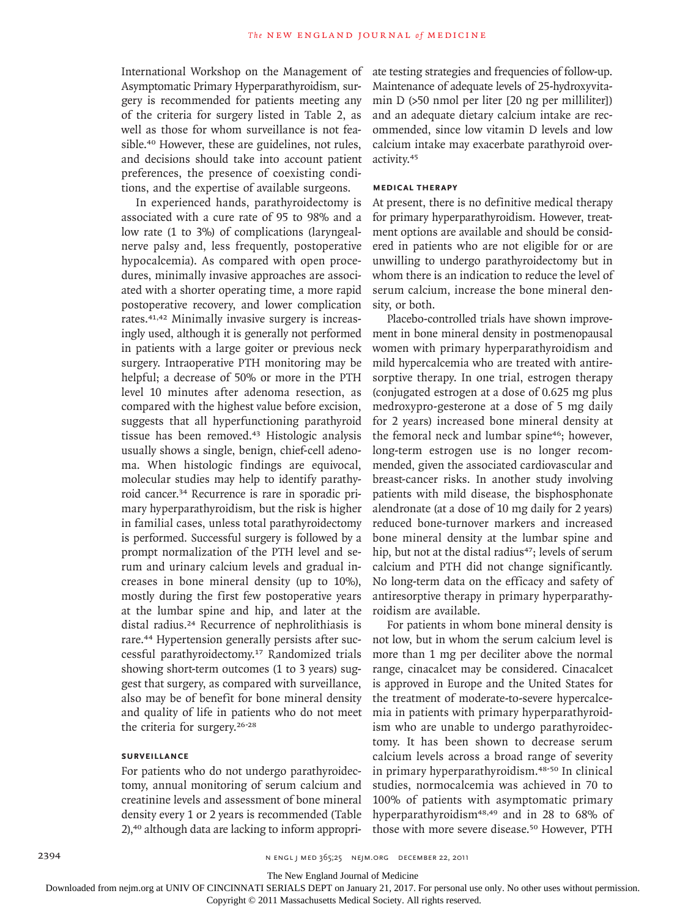International Workshop on the Management of Asymptomatic Primary Hyperparathyroidism, surgery is recommended for patients meeting any of the criteria for surgery listed in Table 2, as well as those for whom surveillance is not feasible.[40] However, these are guidelines, not rules, and decisions should take into account patient preferences, the presence of coexisting conditions, and the expertise of available surgeons.

In experienced hands, parathyroidectomy is associated with a cure rate of 95 to 98% and a low rate (1 to 3%) of complications (laryngeal-nerve palsy and, less frequently, postoperative hypocalcemia). As compared with open procedures, minimally invasive approaches are associated with a shorter operating time, a more rapid postoperative recovery, and lower complication rates.[41,42] Minimally invasive surgery is increasingly used, although it is generally not performed in patients with a large goiter or previous neck surgery. Intraoperative PTH monitoring may be helpful; a decrease of 50% or more in the PTH level 10 minutes after adenoma resection, as compared with the highest value before excision, suggests that all hyperfunctioning parathyroid tissue has been removed.[43] Histologic analysis usually shows a single, benign, chief-cell adenoma. When histologic findings are equivocal, molecular studies may help to identify parathyroid cancer.[34] Recurrence is rare in sporadic primary hyperparathyroidism, but the risk is higher in familial cases, unless total parathyroidectomy is performed. Successful surgery is followed by a prompt normalization of the PTH level and serum and urinary calcium levels and gradual increases in bone mineral density (up to 10%), mostly during the first few postoperative years at the lumbar spine and hip, and later at the distal radius.[24] Recurrence of nephrolithiasis is rare.[44] Hypertension generally persists after successful parathyroidectomy.[17] Randomized trials showing short-term outcomes (1 to 3 years) suggest that surgery, as compared with surveillance, also may be of benefit for bone mineral density and quality of life in patients who do not meet the criteria for surgery.[26-28]

### SURVEILLANCE

For patients who do not undergo parathyroidectomy, annual monitoring of serum calcium and creatinine levels and assessment of bone mineral density every 1 or 2 years is recommended (Table 2),[40] although data are lacking to inform appropriate testing strategies and frequencies of follow-up. Maintenance of adequate levels of 25-hydroxyvitamin D (>50 nmol per liter [20 ng per milliliter]) and an adequate dietary calcium intake are recommended, since low vitamin D levels and low calcium intake may exacerbate parathyroid overactivity.[45]

### MEDICAL THERAPY

At present, there is no definitive medical therapy for primary hyperparathyroidism. However, treatment options are available and should be considered in patients who are not eligible for or are unwilling to undergo parathyroidectomy but in whom there is an indication to reduce the level of serum calcium, increase the bone mineral density, or both.

Placebo-controlled trials have shown improvement in bone mineral density in postmenopausal women with primary hyperparathyroidism and mild hypercalcemia who are treated with antiresorptive therapy. In one trial, estrogen therapy (conjugated estrogen at a dose of 0.625 mg plus medroxypro-gesterone at a dose of 5 mg daily for 2 years) increased bone mineral density at the femoral neck and lumbar spine[46]; however, long-term estrogen use is no longer recommended, given the associated cardiovascular and breast-cancer risks. In another study involving patients with mild disease, the bisphosphonate alendronate (at a dose of 10 mg daily for 2 years) reduced bone-turnover markers and increased bone mineral density at the lumbar spine and hip, but not at the distal radius[47]; levels of serum calcium and PTH did not change significantly. No long-term data on the efficacy and safety of antiresorptive therapy in primary hyperparathyroidism are available.

For patients in whom bone mineral density is not low, but in whom the serum calcium level is more than 1 mg per deciliter above the normal range, cinacalcet may be considered. Cinacalcet is approved in Europe and the United States for the treatment of moderate-to-severe hypercalcemia in patients with primary hyperparathyroidism who are unable to undergo parathyroidectomy. It has been shown to decrease serum calcium levels across a broad range of severity in primary hyperparathyroidism.[48-50] In clinical studies, normocalcemia was achieved in 70 to 100% of patients with asymptomatic primary hyperparathyroidism[48,49] and in 28 to 68% of those with more severe disease.[50] However, PTH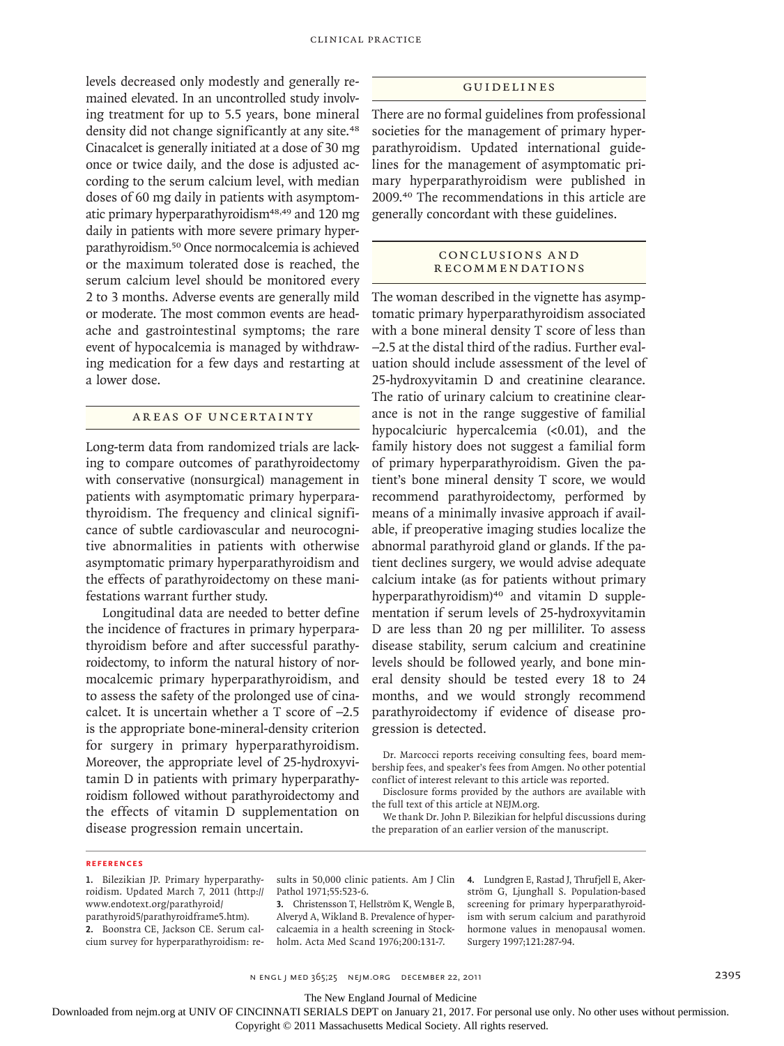levels decreased only modestly and generally remained elevated. In an uncontrolled study involving treatment for up to 5.5 years, bone mineral density did not change significantly at any site.[48] Cinacalcet is generally initiated at a dose of 30 mg once or twice daily, and the dose is adjusted according to the serum calcium level, with median doses of 60 mg daily in patients with asymptomatic primary hyperparathyroidism[48,49] and 120 mg daily in patients with more severe primary hyperparathyroidism.[50] Once normocalcemia is achieved or the maximum tolerated dose is reached, the serum calcium level should be monitored every 2 to 3 months. Adverse events are generally mild or moderate. The most common events are headache and gastrointestinal symptoms; the rare event of hypocalcemia is managed by withdrawing medication for a few days and restarting at a lower dose.

## Areas of Uncertainty

Long-term data from randomized trials are lacking to compare outcomes of parathyroidectomy with conservative (nonsurgical) management in patients with asymptomatic primary hyperparathyroidism. The frequency and clinical significance of subtle cardiovascular and neurocognitive abnormalities in patients with otherwise asymptomatic primary hyperparathyroidism and the effects of parathyroidectomy on these manifestations warrant further study.

Longitudinal data are needed to better define the incidence of fractures in primary hyperparathyroidism before and after successful parathyroidectomy, to inform the natural history of normocalcemic primary hyperparathyroidism, and to assess the safety of the prolonged use of cinacalcet. It is uncertain whether a T score of −2.5 is the appropriate bone-mineral-density criterion for surgery in primary hyperparathyroidism. Moreover, the appropriate level of 25-hydroxyvitamin D in patients with primary hyperparathyroidism followed without parathyroidectomy and the effects of vitamin D supplementation on disease progression remain uncertain.

## Guidelines

There are no formal guidelines from professional societies for the management of primary hyperparathyroidism. Updated international guidelines for the management of asymptomatic primary hyperparathyroidism were published in 2009.[40] The recommendations in this article are generally concordant with these guidelines.

## Conclusions and Recommendations

The woman described in the vignette has asymptomatic primary hyperparathyroidism associated with a bone mineral density T score of less than −2.5 at the distal third of the radius. Further evaluation should include assessment of the level of 25-hydroxyvitamin D and creatinine clearance. The ratio of urinary calcium to creatinine clearance is not in the range suggestive of familial hypocalciuric hypercalcemia (<0.01), and the family history does not suggest a familial form of primary hyperparathyroidism. Given the patient's bone mineral density T score, we would recommend parathyroidectomy, performed by means of a minimally invasive approach if available, if preoperative imaging studies localize the abnormal parathyroid gland or glands. If the patient declines surgery, we would advise adequate calcium intake (as for patients without primary hyperparathyroidism)[40] and vitamin D supplementation if serum levels of 25-hydroxyvitamin D are less than 20 ng per milliliter. To assess disease stability, serum calcium and creatinine levels should be followed yearly, and bone mineral density should be tested every 18 to 24 months, and we would strongly recommend parathyroidectomy if evidence of disease progression is detected.

Dr. Marcocci reports receiving consulting fees, board membership fees, and speaker's fees from Amgen. No other potential conflict of interest relevant to this article was reported.

Disclosure forms provided by the authors are available with the full text of this article at NEJM.org.

We thank Dr. John P. Bilezikian for helpful discussions during the preparation of an earlier version of the manuscript.

## References

1. Bilezikian JP. Primary hyperparathyroidism. Updated March 7, 2011 (http://www.endotext.org/parathyroid/parathyroid5/parathyroidframe5.htm).
2. Boonstra CE, Jackson CE. Serum calcium survey for hyperparathyroidism: results in 50,000 clinic patients. Am J Clin Pathol 1971;55:523-6.
3. Christensson T, Hellström K, Wengle B, Alveryd A, Wikland B. Prevalence of hypercalcaemia in a health screening in Stockholm. Acta Med Scand 1976;200:131-7.
4. Lundgren E, Rastad J, Thrufjell E, Akerström G, Ljunghall S. Population-based screening for primary hyperparathyroidism with serum calcium and parathyroid hormone values in menopausal women. Surgery 1997;121:287-94.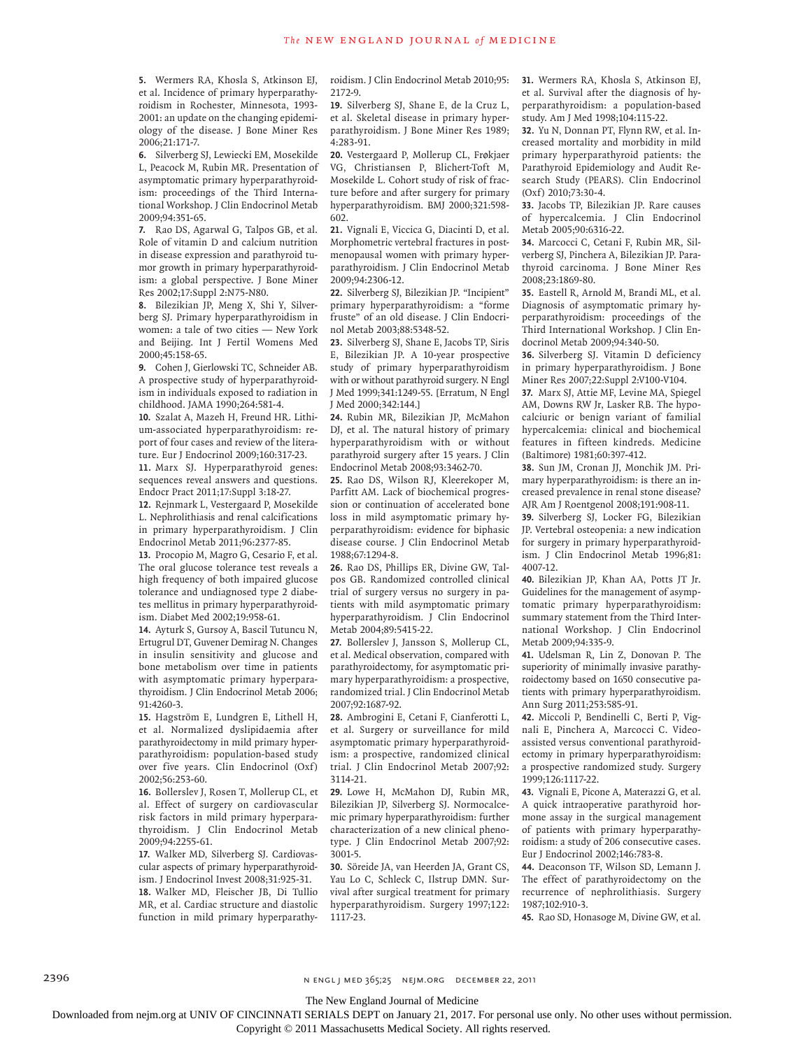5. Wermers RA, Khosla S, Atkinson EJ, et al. Incidence of primary hyperparathyroidism in Rochester, Minnesota, 1993-2001: an update on the changing epidemiology of the disease. J Bone Miner Res 2006;21:171-7.

6. Silverberg SJ, Lewiecki EM, Mosekilde L, Peacock M, Rubin MR. Presentation of asymptomatic primary hyperparathyroidism: proceedings of the Third International Workshop. J Clin Endocrinol Metab 2009;94:351-65.

7. Rao DS, Agarwal G, Talpos GB, et al. Role of vitamin D and calcium nutrition in disease expression and parathyroid tumor growth in primary hyperparathyroidism: a global perspective. J Bone Miner Res 2002;17:Suppl 2:N75-N80.

8. Bilezikian JP, Meng X, Shi Y, Silverberg SJ. Primary hyperparathyroidism in women: a tale of two cities — New York and Beijing. Int J Fertil Womens Med 2000;45:158-65.

9. Cohen J, Gierlowski TC, Schneider AB. A prospective study of hyperparathyroidism in individuals exposed to radiation in childhood. JAMA 1990;264:581-4.

10. Szalat A, Mazeh H, Freund HR. Lithium-associated hyperparathyroidism: report of four cases and review of the literature. Eur J Endocrinol 2009;160:317-23.

11. Marx SJ. Hyperparathyroid genes: sequences reveal answers and questions. Endocr Pract 2011;17:Suppl 3:18-27.

12. Rejnmark L, Vestergaard P, Mosekilde L. Nephrolithiasis and renal calcifications in primary hyperparathyroidism. J Clin Endocrinol Metab 2011;96:2377-85.

13. Procopio M, Magro G, Cesario F, et al. The oral glucose tolerance test reveals a high frequency of both impaired glucose tolerance and undiagnosed type 2 diabetes mellitus in primary hyperparathyroidism. Diabet Med 2002;19:958-61.

14. Ayturk S, Gursoy A, Bascil Tutuncu N, Ertugrul DT, Guvener Demirag N. Changes in insulin sensitivity and glucose and bone metabolism over time in patients with asymptomatic primary hyperparathyroidism. J Clin Endocrinol Metab 2006;91:4260-3.

15. Hagström E, Lundgren E, Lithell H, et al. Normalized dyslipidaemia after parathyroidectomy in mild primary hyperparathyroidism: population-based study over five years. Clin Endocrinol (Oxf) 2002;56:253-60.

16. Bollerslev J, Rosen T, Mollerup CL, et al. Effect of surgery on cardiovascular risk factors in mild primary hyperparathyroidism. J Clin Endocrinol Metab 2009;94:2255-61.

17. Walker MD, Silverberg SJ. Cardiovascular aspects of primary hyperparathyroidism. J Endocrinol Invest 2008;31:925-31.

18. Walker MD, Fleischer JB, Di Tullio MR, et al. Cardiac structure and diastolic function in mild primary hyperparathyroidism. J Clin Endocrinol Metab 2010;95:2172-9.

19. Silverberg SJ, Shane E, de la Cruz L, et al. Skeletal disease in primary hyperparathyroidism. J Bone Miner Res 1989;4:283-91.

20. Vestergaard P, Mollerup CL, Frøkjaer VG, Christiansen P, Blichert-Toft M, Mosekilde L. Cohort study of risk of fracture before and after surgery for primary hyperparathyroidism. BMJ 2000;321:598-602.

21. Vignali E, Viccica G, Diacinti D, et al. Morphometric vertebral fractures in postmenopausal women with primary hyperparathyroidism. J Clin Endocrinol Metab 2009;94:2306-12.

22. Silverberg SJ, Bilezikian JP. "Incipient" primary hyperparathyroidism: a "forme fruste" of an old disease. J Clin Endocrinol Metab 2003;88:5348-52.

23. Silverberg SJ, Shane E, Jacobs TP, Siris E, Bilezikian JP. A 10-year prospective study of primary hyperparathyroidism with or without parathyroid surgery. N Engl J Med 1999;341:1249-55. [Erratum, N Engl J Med 2000;342:144.]

24. Rubin MR, Bilezikian JP, McMahon DJ, et al. The natural history of primary hyperparathyroidism with or without parathyroid surgery after 15 years. J Clin Endocrinol Metab 2008;93:3462-70.

25. Rao DS, Wilson RJ, Kleerekoper M, Parfitt AM. Lack of biochemical progression or continuation of accelerated bone loss in mild asymptomatic primary hyperparathyroidism: evidence for biphasic disease course. J Clin Endocrinol Metab 1988;67:1294-8.

26. Rao DS, Phillips ER, Divine GW, Talpos GB. Randomized controlled clinical trial of surgery versus no surgery in patients with mild asymptomatic primary hyperparathyroidism. J Clin Endocrinol Metab 2004;89:5415-22.

27. Bollerslev J, Jansson S, Mollerup CL, et al. Medical observation, compared with parathyroidectomy, for asymptomatic primary hyperparathyroidism: a prospective, randomized trial. J Clin Endocrinol Metab 2007;92:1687-92.

28. Ambrogini E, Cetani F, Cianferotti L, et al. Surgery or surveillance for mild asymptomatic primary hyperparathyroidism: a prospective, randomized clinical trial. J Clin Endocrinol Metab 2007;92:3114-21.

29. Lowe H, McMahon DJ, Rubin MR, Bilezikian JP, Silverberg SJ. Normocalcemic primary hyperparathyroidism: further characterization of a new clinical phenotype. J Clin Endocrinol Metab 2007;92:3001-5.

30. Söreide JA, van Heerden JA, Grant CS, Yau Lo C, Schleck C, Ilstrup DMN. Survival after surgical treatment for primary hyperparathyroidism. Surgery 1997;122:1117-23.

31. Wermers RA, Khosla S, Atkinson EJ, et al. Survival after the diagnosis of hyperparathyroidism: a population-based study. Am J Med 1998;104:115-22.

32. Yu N, Donnan PT, Flynn RW, et al. Increased mortality and morbidity in mild primary hyperparathyroid patients: the Parathyroid Epidemiology and Audit Research Study (PEARS). Clin Endocrinol (Oxf) 2010;73:30-4.

33. Jacobs TP, Bilezikian JP. Rare causes of hypercalcemia. J Clin Endocrinol Metab 2005;90:6316-22.

34. Marcocci C, Cetani F, Rubin MR, Silverberg SJ, Pinchera A, Bilezikian JP. Parathyroid carcinoma. J Bone Miner Res 2008;23:1869-80.

35. Eastell R, Arnold M, Brandi ML, et al. Diagnosis of asymptomatic primary hyperparathyroidism: proceedings of the Third International Workshop. J Clin Endocrinol Metab 2009;94:340-50.

36. Silverberg SJ. Vitamin D deficiency in primary hyperparathyroidism. J Bone Miner Res 2007;22:Suppl 2:V100-V104.

37. Marx SJ, Attie MF, Levine MA, Spiegel AM, Downs RW Jr, Lasker RB. The hypocalciuric or benign variant of familial hypercalcemia: clinical and biochemical features in fifteen kindreds. Medicine (Baltimore) 1981;60:397-412.

38. Sun JM, Cronan JJ, Monchik JM. Primary hyperparathyroidism: is there an increased prevalence in renal stone disease? AJR Am J Roentgenol 2008;191:908-11.

39. Silverberg SJ, Locker FG, Bilezikian JP. Vertebral osteopenia: a new indication for surgery in primary hyperparathyroidism. J Clin Endocrinol Metab 1996;81:4007-12.

40. Bilezikian JP, Khan AA, Potts JT Jr. Guidelines for the management of asymptomatic primary hyperparathyroidism: summary statement from the Third International Workshop. J Clin Endocrinol Metab 2009;94:335-9.

41. Udelsman R, Lin Z, Donovan P. The superiority of minimally invasive parathyroidectomy based on 1650 consecutive patients with primary hyperparathyroidism. Ann Surg 2011;253:585-91.

42. Miccoli P, Bendinelli C, Berti P, Vignali E, Pinchera A, Marcocci C. Video-assisted versus conventional parathyroidectomy in primary hyperparathyroidism: a prospective randomized study. Surgery 1999;126:1117-22.

43. Vignali E, Picone A, Materazzi G, et al. A quick intraoperative parathyroid hormone assay in the surgical management of patients with primary hyperparathyroidism: a study of 206 consecutive cases. Eur J Endocrinol 2002;146:783-8.

44. Deaconson TF, Wilson SD, Lemann J. The effect of parathyroidectomy on the recurrence of nephrolithiasis. Surgery 1987;102:910-3.

45. Rao SD, Honasoge M, Divine GW, et al.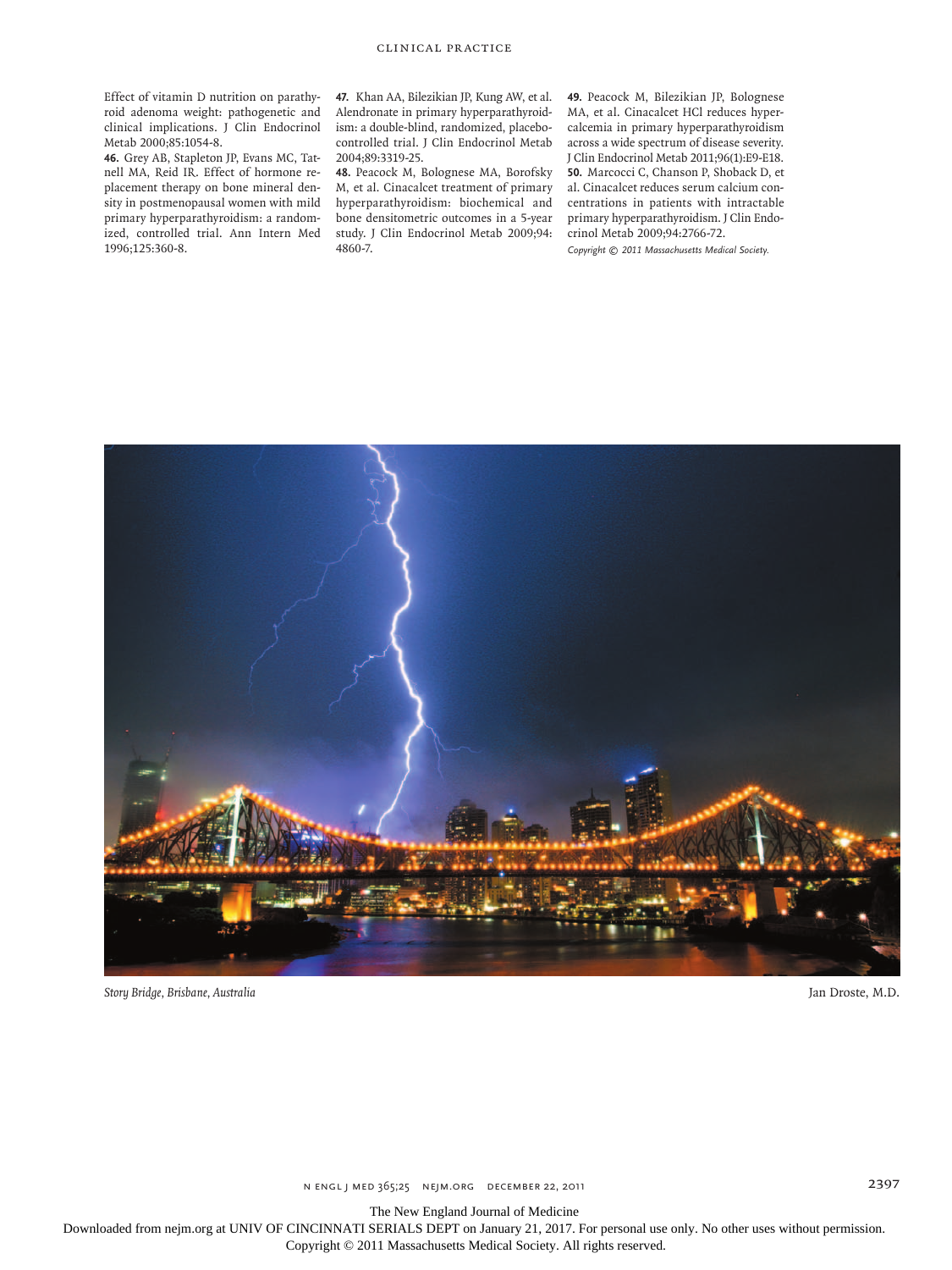Effect of vitamin D nutrition on parathyroid adenoma weight: pathogenetic and clinical implications. J Clin Endocrinol Metab 2000;85:1054-8.

**46.** Grey AB, Stapleton JP, Evans MC, Tatnell MA, Reid IR. Effect of hormone replacement therapy on bone mineral density in postmenopausal women with mild primary hyperparathyroidism: a randomized, controlled trial. Ann Intern Med 1996;125:360-8.

**47.** Khan AA, Bilezikian JP, Kung AW, et al. Alendronate in primary hyperparathyroidism: a double-blind, randomized, placebo-controlled trial. J Clin Endocrinol Metab 2004;89:3319-25.

**48.** Peacock M, Bolognese MA, Borofsky M, et al. Cinacalcet treatment of primary hyperparathyroidism: biochemical and bone densitometric outcomes in a 5-year study. J Clin Endocrinol Metab 2009;94:4860-7.

**49.** Peacock M, Bilezikian JP, Bolognese MA, et al. Cinacalcet HCl reduces hypercalcemia in primary hyperparathyroidism across a wide spectrum of disease severity. J Clin Endocrinol Metab 2011;96(1):E9-E18.

**50.** Marcocci C, Chanson P, Shoback D, et al. Cinacalcet reduces serum calcium concentrations in patients with intractable primary hyperparathyroidism. J Clin Endocrinol Metab 2009;94:2766-72.

*Copyright © 2011 Massachusetts Medical Society.*

*Story Bridge, Brisbane, Australia* — Jan Droste, M.D.